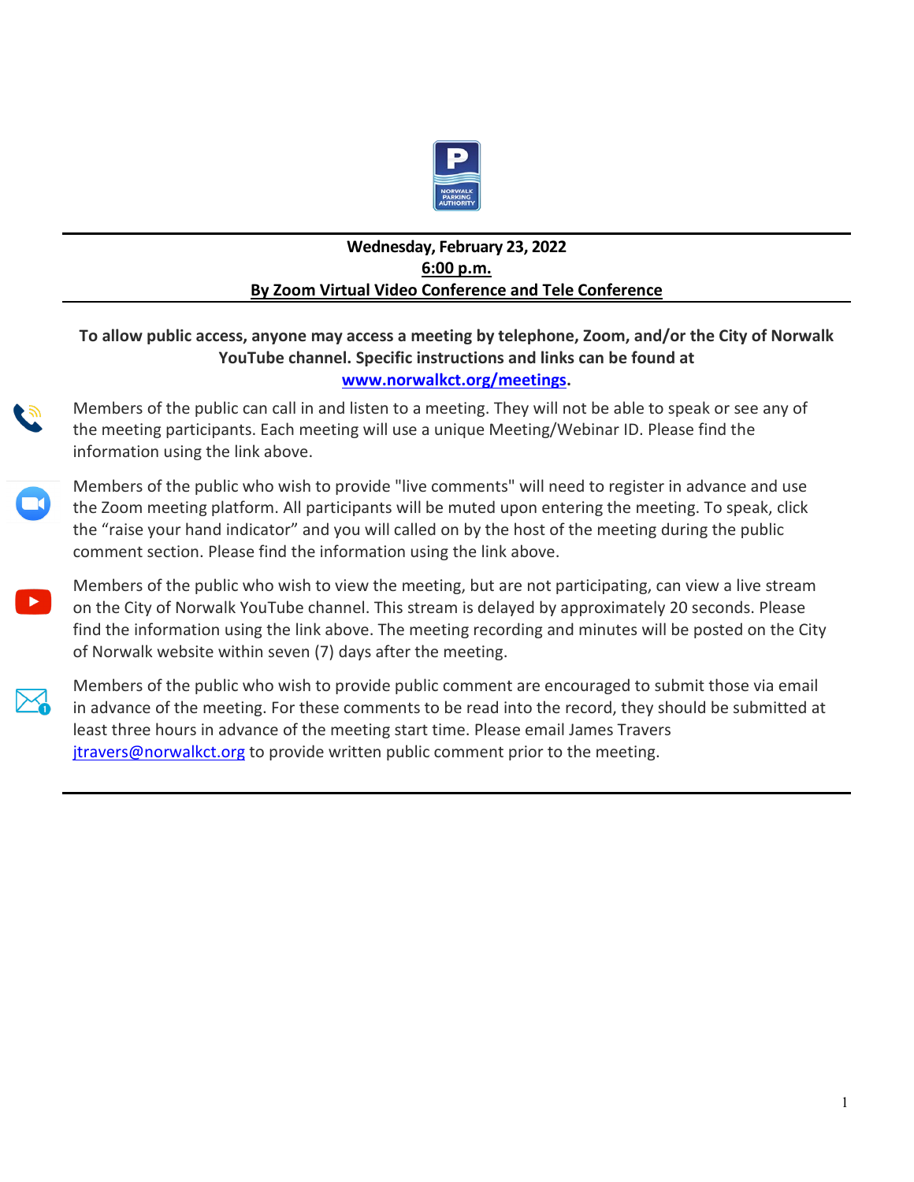**Wednesday, February 23, 2022**

**6:00 p.m.**

**By Zoom Virtual Video Conference and Tele Conference**

---

**To allow public access, anyone may access a meeting by telephone, Zoom, and/or the City of Norwalk YouTube channel. Specific instructions and links can be found at [www.norwalkct.org/meetings](www.norwalkct.org/meetings).**

Members of the public can call in and listen to a meeting. They will not be able to speak or see any of the meeting participants. Each meeting will use a unique Meeting/Webinar ID. Please find the information using the link above.

Members of the public who wish to provide "live comments" will need to register in advance and use the Zoom meeting platform. All participants will be muted upon entering the meeting. To speak, click the "raise your hand indicator" and you will called on by the host of the meeting during the public comment section. Please find the information using the link above.

Members of the public who wish to view the meeting, but are not participating, can view a live stream on the City of Norwalk YouTube channel. This stream is delayed by approximately 20 seconds. Please find the information using the link above. The meeting recording and minutes will be posted on the City of Norwalk website within seven (7) days after the meeting.

Members of the public who wish to provide public comment are encouraged to submit those via email in advance of the meeting. For these comments to be read into the record, they should be submitted at least three hours in advance of the meeting start time. Please email James Travers [jtravers@norwalkct.org](mailto:jtravers@norwalkct.org) to provide written public comment prior to the meeting.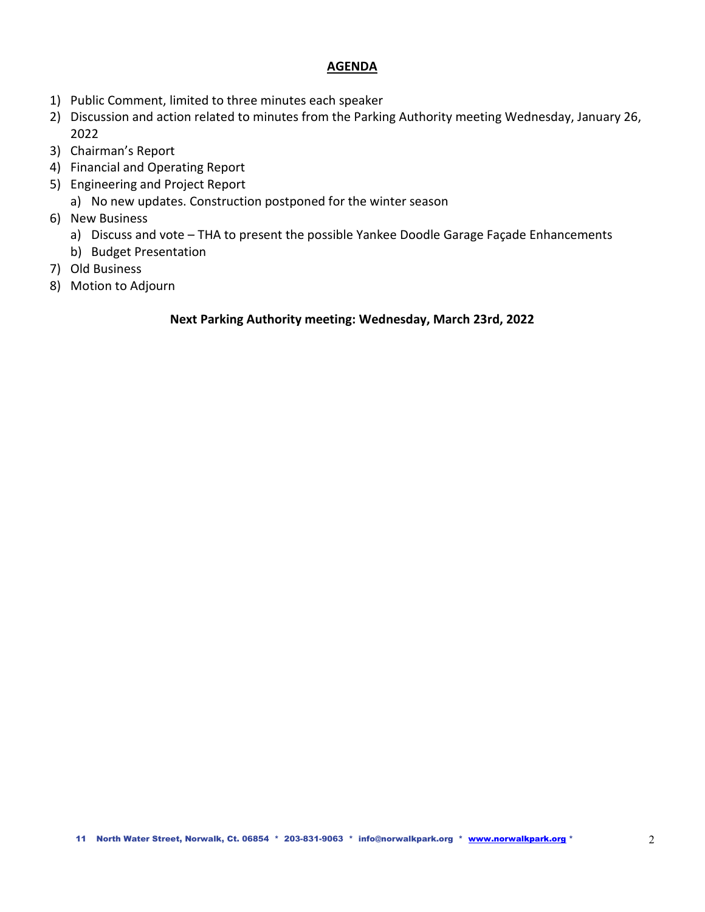## AGENDA

1) Public Comment, limited to three minutes each speaker
2) Discussion and action related to minutes from the Parking Authority meeting Wednesday, January 26, 2022
3) Chairman's Report
4) Financial and Operating Report
5) Engineering and Project Report
   a) No new updates. Construction postponed for the winter season
6) New Business
   a) Discuss and vote – THA to present the possible Yankee Doodle Garage Façade Enhancements
   b) Budget Presentation
7) Old Business
8) Motion to Adjourn

**Next Parking Authority meeting: Wednesday, March 23rd, 2022**

11 North Water Street, Norwalk, Ct. 06854 * 203-831-9063 * info@norwalkpark.org * www.norwalkpark.org *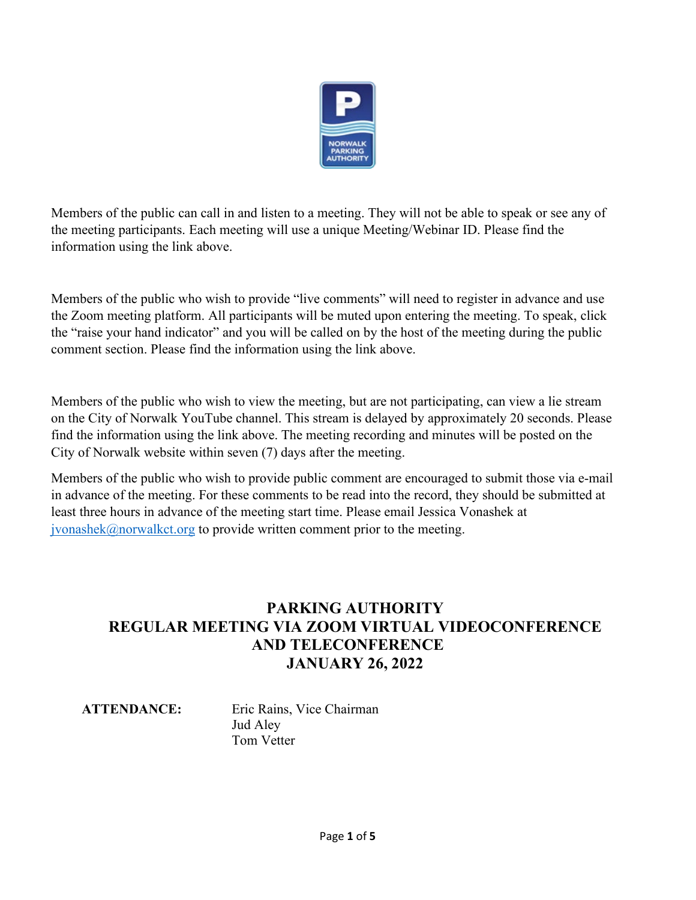Members of the public can call in and listen to a meeting. They will not be able to speak or see any of the meeting participants. Each meeting will use a unique Meeting/Webinar ID. Please find the information using the link above.

Members of the public who wish to provide "live comments" will need to register in advance and use the Zoom meeting platform. All participants will be muted upon entering the meeting. To speak, click the "raise your hand indicator" and you will be called on by the host of the meeting during the public comment section. Please find the information using the link above.

Members of the public who wish to view the meeting, but are not participating, can view a lie stream on the City of Norwalk YouTube channel. This stream is delayed by approximately 20 seconds. Please find the information using the link above. The meeting recording and minutes will be posted on the City of Norwalk website within seven (7) days after the meeting.

Members of the public who wish to provide public comment are encouraged to submit those via e-mail in advance of the meeting. For these comments to be read into the record, they should be submitted at least three hours in advance of the meeting start time. Please email Jessica Vonashek at jvonashek@norwalkct.org to provide written comment prior to the meeting.

# PARKING AUTHORITY
# REGULAR MEETING VIA ZOOM VIRTUAL VIDEOCONFERENCE AND TELECONFERENCE
# JANUARY 26, 2022

**ATTENDANCE:** Eric Rains, Vice Chairman
Jud Aley
Tom Vetter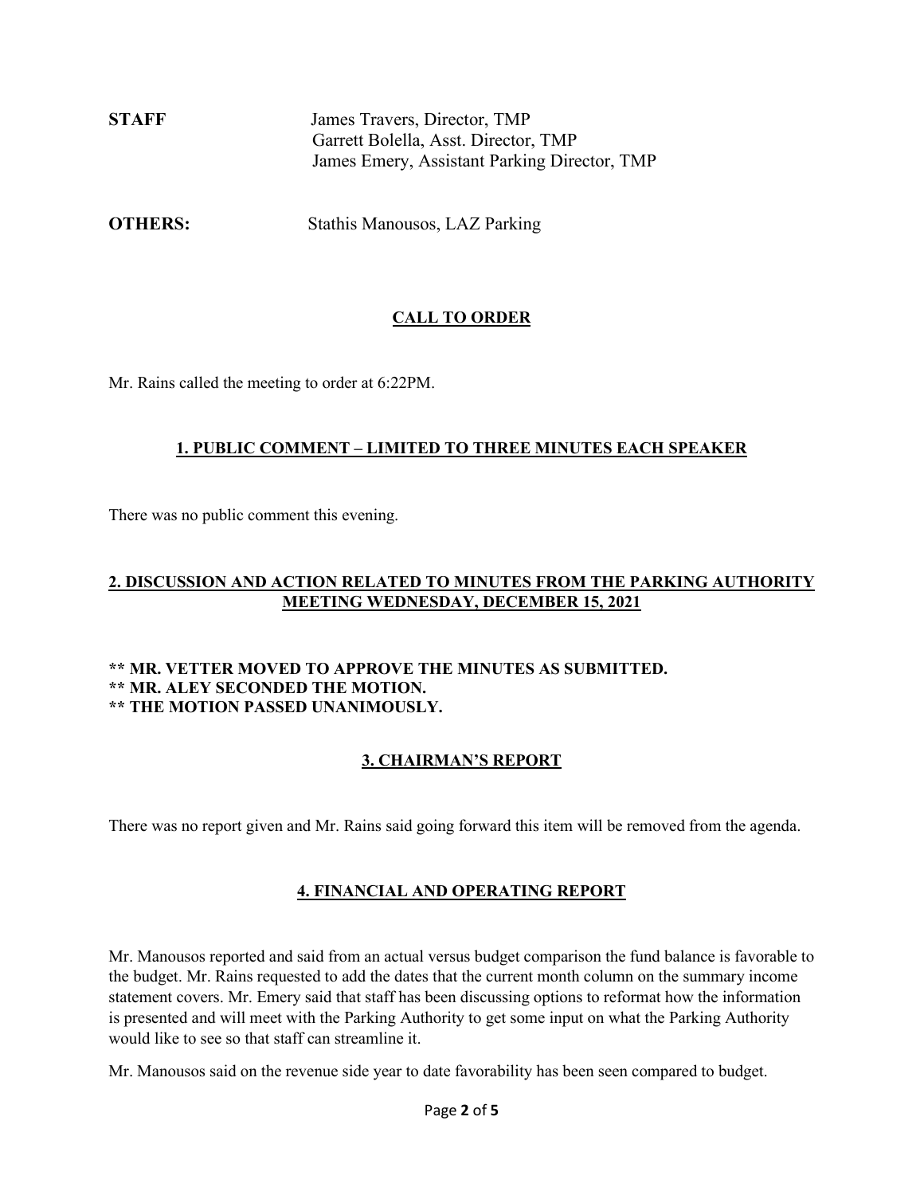**STAFF** James Travers, Director, TMP
Garrett Bolella, Asst. Director, TMP
James Emery, Assistant Parking Director, TMP

**OTHERS:** Stathis Manousos, LAZ Parking

## CALL TO ORDER

Mr. Rains called the meeting to order at 6:22PM.

## 1. PUBLIC COMMENT – LIMITED TO THREE MINUTES EACH SPEAKER

There was no public comment this evening.

## 2. DISCUSSION AND ACTION RELATED TO MINUTES FROM THE PARKING AUTHORITY MEETING WEDNESDAY, DECEMBER 15, 2021

**** MR. VETTER MOVED TO APPROVE THE MINUTES AS SUBMITTED.**
**** MR. ALEY SECONDED THE MOTION.**
**** THE MOTION PASSED UNANIMOUSLY.**

## 3. CHAIRMAN'S REPORT

There was no report given and Mr. Rains said going forward this item will be removed from the agenda.

## 4. FINANCIAL AND OPERATING REPORT

Mr. Manousos reported and said from an actual versus budget comparison the fund balance is favorable to the budget. Mr. Rains requested to add the dates that the current month column on the summary income statement covers. Mr. Emery said that staff has been discussing options to reformat how the information is presented and will meet with the Parking Authority to get some input on what the Parking Authority would like to see so that staff can streamline it.

Mr. Manousos said on the revenue side year to date favorability has been seen compared to budget.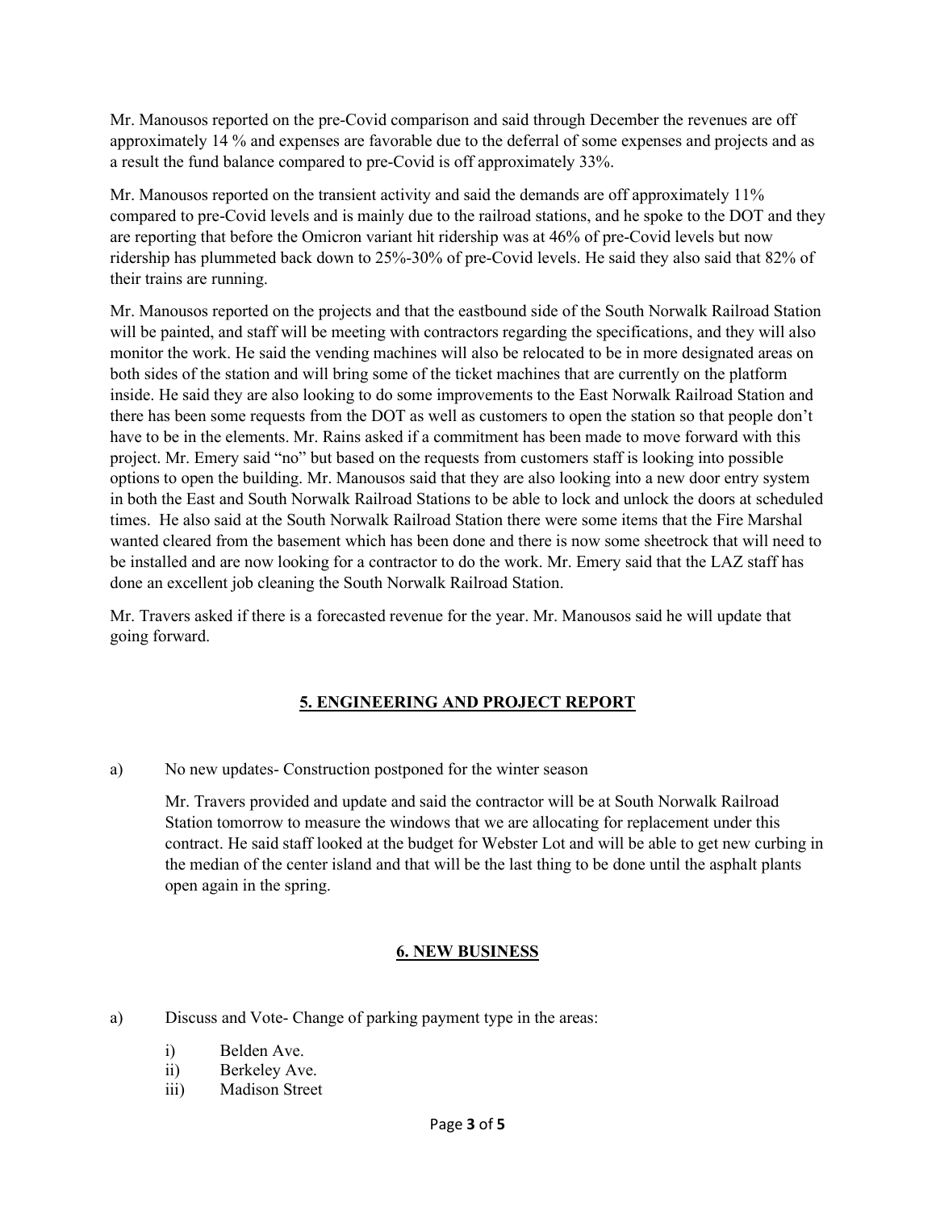Mr. Manousos reported on the pre-Covid comparison and said through December the revenues are off approximately 14 % and expenses are favorable due to the deferral of some expenses and projects and as a result the fund balance compared to pre-Covid is off approximately 33%.

Mr. Manousos reported on the transient activity and said the demands are off approximately 11% compared to pre-Covid levels and is mainly due to the railroad stations, and he spoke to the DOT and they are reporting that before the Omicron variant hit ridership was at 46% of pre-Covid levels but now ridership has plummeted back down to 25%-30% of pre-Covid levels. He said they also said that 82% of their trains are running.

Mr. Manousos reported on the projects and that the eastbound side of the South Norwalk Railroad Station will be painted, and staff will be meeting with contractors regarding the specifications, and they will also monitor the work. He said the vending machines will also be relocated to be in more designated areas on both sides of the station and will bring some of the ticket machines that are currently on the platform inside. He said they are also looking to do some improvements to the East Norwalk Railroad Station and there has been some requests from the DOT as well as customers to open the station so that people don't have to be in the elements. Mr. Rains asked if a commitment has been made to move forward with this project. Mr. Emery said "no" but based on the requests from customers staff is looking into possible options to open the building. Mr. Manousos said that they are also looking into a new door entry system in both the East and South Norwalk Railroad Stations to be able to lock and unlock the doors at scheduled times. He also said at the South Norwalk Railroad Station there were some items that the Fire Marshal wanted cleared from the basement which has been done and there is now some sheetrock that will need to be installed and are now looking for a contractor to do the work. Mr. Emery said that the LAZ staff has done an excellent job cleaning the South Norwalk Railroad Station.

Mr. Travers asked if there is a forecasted revenue for the year. Mr. Manousos said he will update that going forward.

## 5. ENGINEERING AND PROJECT REPORT

a) No new updates- Construction postponed for the winter season

Mr. Travers provided and update and said the contractor will be at South Norwalk Railroad Station tomorrow to measure the windows that we are allocating for replacement under this contract. He said staff looked at the budget for Webster Lot and will be able to get new curbing in the median of the center island and that will be the last thing to be done until the asphalt plants open again in the spring.

## 6. NEW BUSINESS

a) Discuss and Vote- Change of parking payment type in the areas:

i) Belden Ave.
ii) Berkeley Ave.
iii) Madison Street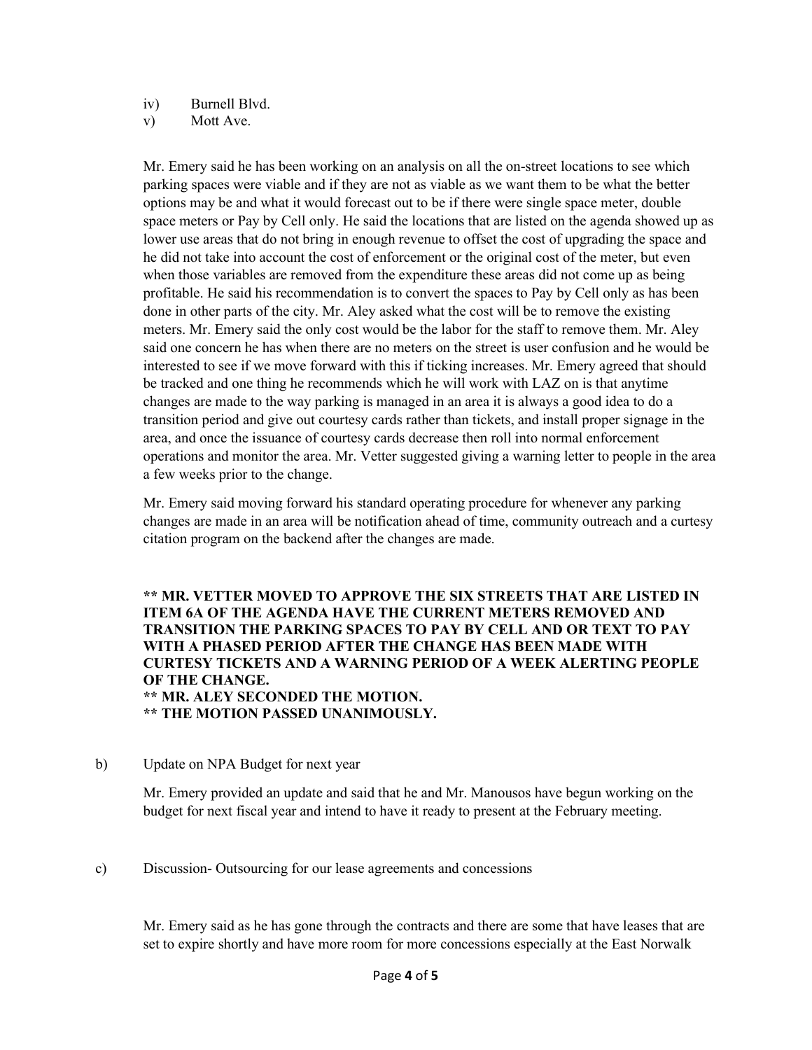iv) Burnell Blvd.

v) Mott Ave.

Mr. Emery said he has been working on an analysis on all the on-street locations to see which parking spaces were viable and if they are not as viable as we want them to be what the better options may be and what it would forecast out to be if there were single space meter, double space meters or Pay by Cell only. He said the locations that are listed on the agenda showed up as lower use areas that do not bring in enough revenue to offset the cost of upgrading the space and he did not take into account the cost of enforcement or the original cost of the meter, but even when those variables are removed from the expenditure these areas did not come up as being profitable. He said his recommendation is to convert the spaces to Pay by Cell only as has been done in other parts of the city. Mr. Aley asked what the cost will be to remove the existing meters. Mr. Emery said the only cost would be the labor for the staff to remove them. Mr. Aley said one concern he has when there are no meters on the street is user confusion and he would be interested to see if we move forward with this if ticking increases. Mr. Emery agreed that should be tracked and one thing he recommends which he will work with LAZ on is that anytime changes are made to the way parking is managed in an area it is always a good idea to do a transition period and give out courtesy cards rather than tickets, and install proper signage in the area, and once the issuance of courtesy cards decrease then roll into normal enforcement operations and monitor the area. Mr. Vetter suggested giving a warning letter to people in the area a few weeks prior to the change.

Mr. Emery said moving forward his standard operating procedure for whenever any parking changes are made in an area will be notification ahead of time, community outreach and a curtesy citation program on the backend after the changes are made.

**\*\* MR. VETTER MOVED TO APPROVE THE SIX STREETS THAT ARE LISTED IN ITEM 6A OF THE AGENDA HAVE THE CURRENT METERS REMOVED AND TRANSITION THE PARKING SPACES TO PAY BY CELL AND OR TEXT TO PAY WITH A PHASED PERIOD AFTER THE CHANGE HAS BEEN MADE WITH CURTESY TICKETS AND A WARNING PERIOD OF A WEEK ALERTING PEOPLE OF THE CHANGE.**
**\*\* MR. ALEY SECONDED THE MOTION.**
**\*\* THE MOTION PASSED UNANIMOUSLY.**

b) Update on NPA Budget for next year

Mr. Emery provided an update and said that he and Mr. Manousos have begun working on the budget for next fiscal year and intend to have it ready to present at the February meeting.

c) Discussion- Outsourcing for our lease agreements and concessions

Mr. Emery said as he has gone through the contracts and there are some that have leases that are set to expire shortly and have more room for more concessions especially at the East Norwalk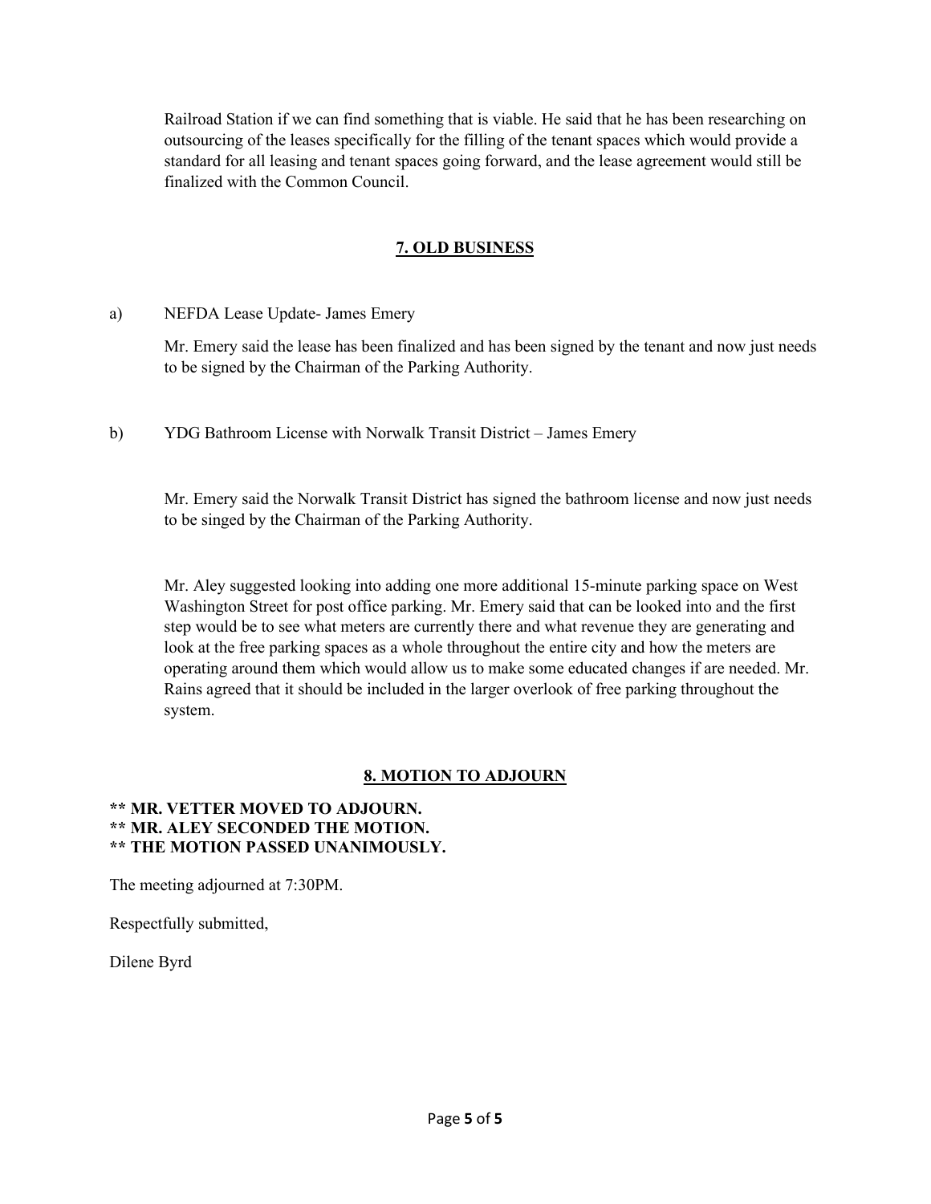Railroad Station if we can find something that is viable. He said that he has been researching on outsourcing of the leases specifically for the filling of the tenant spaces which would provide a standard for all leasing and tenant spaces going forward, and the lease agreement would still be finalized with the Common Council.

## 7. OLD BUSINESS

a) NEFDA Lease Update- James Emery

Mr. Emery said the lease has been finalized and has been signed by the tenant and now just needs to be signed by the Chairman of the Parking Authority.

b) YDG Bathroom License with Norwalk Transit District – James Emery

Mr. Emery said the Norwalk Transit District has signed the bathroom license and now just needs to be singed by the Chairman of the Parking Authority.

Mr. Aley suggested looking into adding one more additional 15-minute parking space on West Washington Street for post office parking. Mr. Emery said that can be looked into and the first step would be to see what meters are currently there and what revenue they are generating and look at the free parking spaces as a whole throughout the entire city and how the meters are operating around them which would allow us to make some educated changes if are needed. Mr. Rains agreed that it should be included in the larger overlook of free parking throughout the system.

## 8. MOTION TO ADJOURN

**** MR. VETTER MOVED TO ADJOURN.**
**** MR. ALEY SECONDED THE MOTION.**
**** THE MOTION PASSED UNANIMOUSLY.**

The meeting adjourned at 7:30PM.

Respectfully submitted,

Dilene Byrd